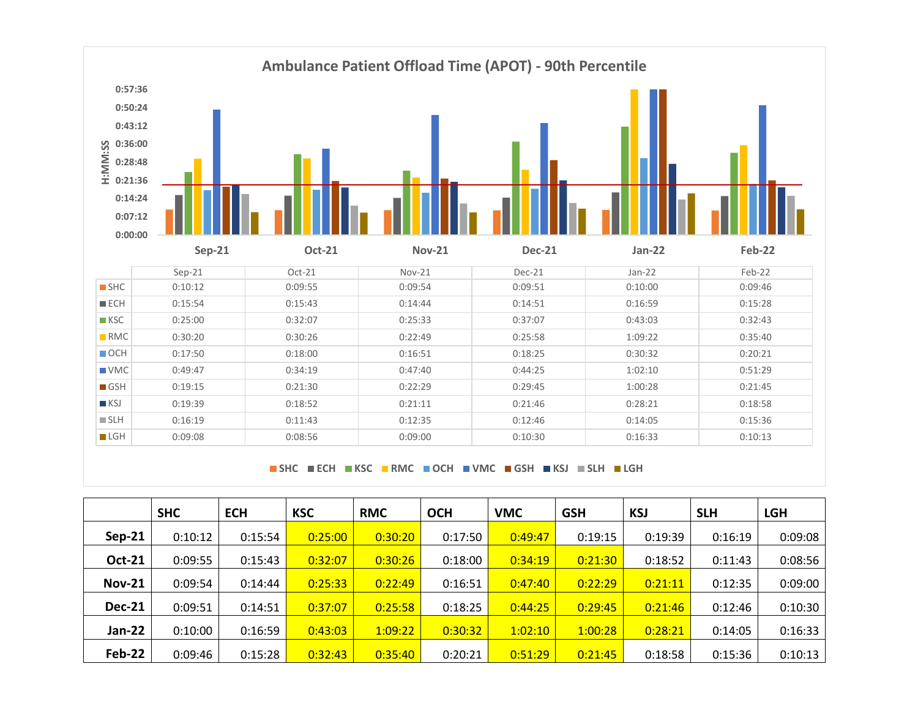## Ambulance Patient Offload Time (APOT) - 90th Percentile

| | Sep-21 | Oct-21 | Nov-21 | Dec-21 | Jan-22 | Feb-22 |
|---|---|---|---|---|---|---|
| SHC | 0:10:12 | 0:09:55 | 0:09:54 | 0:09:51 | 0:10:00 | 0:09:46 |
| ECH | 0:15:54 | 0:15:43 | 0:14:44 | 0:14:51 | 0:16:59 | 0:15:28 |
| KSC | 0:25:00 | 0:32:07 | 0:25:33 | 0:37:07 | 0:43:03 | 0:32:43 |
| RMC | 0:30:20 | 0:30:26 | 0:22:49 | 0:25:58 | 1:09:22 | 0:35:40 |
| OCH | 0:17:50 | 0:18:00 | 0:16:51 | 0:18:25 | 0:30:32 | 0:20:21 |
| VMC | 0:49:47 | 0:34:19 | 0:47:40 | 0:44:25 | 1:02:10 | 0:51:29 |
| GSH | 0:19:15 | 0:21:30 | 0:22:29 | 0:29:45 | 1:00:28 | 0:21:45 |
| KSJ | 0:19:39 | 0:18:52 | 0:21:11 | 0:21:46 | 0:28:21 | 0:18:58 |
| SLH | 0:16:19 | 0:11:43 | 0:12:35 | 0:12:46 | 0:14:05 | 0:15:36 |
| LGH | 0:09:08 | 0:08:56 | 0:09:00 | 0:10:30 | 0:16:33 | 0:10:13 |

| | SHC | ECH | KSC | RMC | OCH | VMC | GSH | KSJ | SLH | LGH |
|---|---|---|---|---|---|---|---|---|---|---|
| **Sep-21** | 0:10:12 | 0:15:54 | 0:25:00 | 0:30:20 | 0:17:50 | 0:49:47 | 0:19:15 | 0:19:39 | 0:16:19 | 0:09:08 |
| **Oct-21** | 0:09:55 | 0:15:43 | 0:32:07 | 0:30:26 | 0:18:00 | 0:34:19 | 0:21:30 | 0:18:52 | 0:11:43 | 0:08:56 |
| **Nov-21** | 0:09:54 | 0:14:44 | 0:25:33 | 0:22:49 | 0:16:51 | 0:47:40 | 0:22:29 | 0:21:11 | 0:12:35 | 0:09:00 |
| **Dec-21** | 0:09:51 | 0:14:51 | 0:37:07 | 0:25:58 | 0:18:25 | 0:44:25 | 0:29:45 | 0:21:46 | 0:12:46 | 0:10:30 |
| **Jan-22** | 0:10:00 | 0:16:59 | 0:43:03 | 1:09:22 | 0:30:32 | 1:02:10 | 1:00:28 | 0:28:21 | 0:14:05 | 0:16:33 |
| **Feb-22** | 0:09:46 | 0:15:28 | 0:32:43 | 0:35:40 | 0:20:21 | 0:51:29 | 0:21:45 | 0:18:58 | 0:15:36 | 0:10:13 |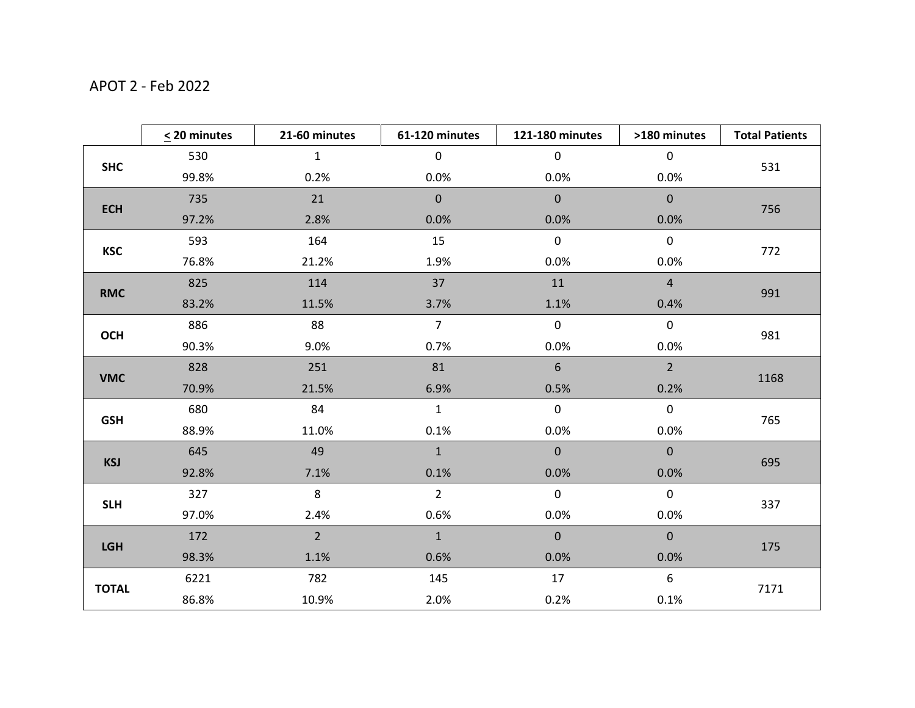APOT 2 - Feb 2022

| | ≤ 20 minutes | 21-60 minutes | 61-120 minutes | 121-180 minutes | >180 minutes | Total Patients |
|---|---|---|---|---|---|---|
| **SHC** | 530 | 1 | 0 | 0 | 0 | 531 |
| | 99.8% | 0.2% | 0.0% | 0.0% | 0.0% | |
| **ECH** | 735 | 21 | 0 | 0 | 0 | 756 |
| | 97.2% | 2.8% | 0.0% | 0.0% | 0.0% | |
| **KSC** | 593 | 164 | 15 | 0 | 0 | 772 |
| | 76.8% | 21.2% | 1.9% | 0.0% | 0.0% | |
| **RMC** | 825 | 114 | 37 | 11 | 4 | 991 |
| | 83.2% | 11.5% | 3.7% | 1.1% | 0.4% | |
| **OCH** | 886 | 88 | 7 | 0 | 0 | 981 |
| | 90.3% | 9.0% | 0.7% | 0.0% | 0.0% | |
| **VMC** | 828 | 251 | 81 | 6 | 2 | 1168 |
| | 70.9% | 21.5% | 6.9% | 0.5% | 0.2% | |
| **GSH** | 680 | 84 | 1 | 0 | 0 | 765 |
| | 88.9% | 11.0% | 0.1% | 0.0% | 0.0% | |
| **KSJ** | 645 | 49 | 1 | 0 | 0 | 695 |
| | 92.8% | 7.1% | 0.1% | 0.0% | 0.0% | |
| **SLH** | 327 | 8 | 2 | 0 | 0 | 337 |
| | 97.0% | 2.4% | 0.6% | 0.0% | 0.0% | |
| **LGH** | 172 | 2 | 1 | 0 | 0 | 175 |
| | 98.3% | 1.1% | 0.6% | 0.0% | 0.0% | |
| **TOTAL** | 6221 | 782 | 145 | 17 | 6 | 7171 |
| | 86.8% | 10.9% | 2.0% | 0.2% | 0.1% | |